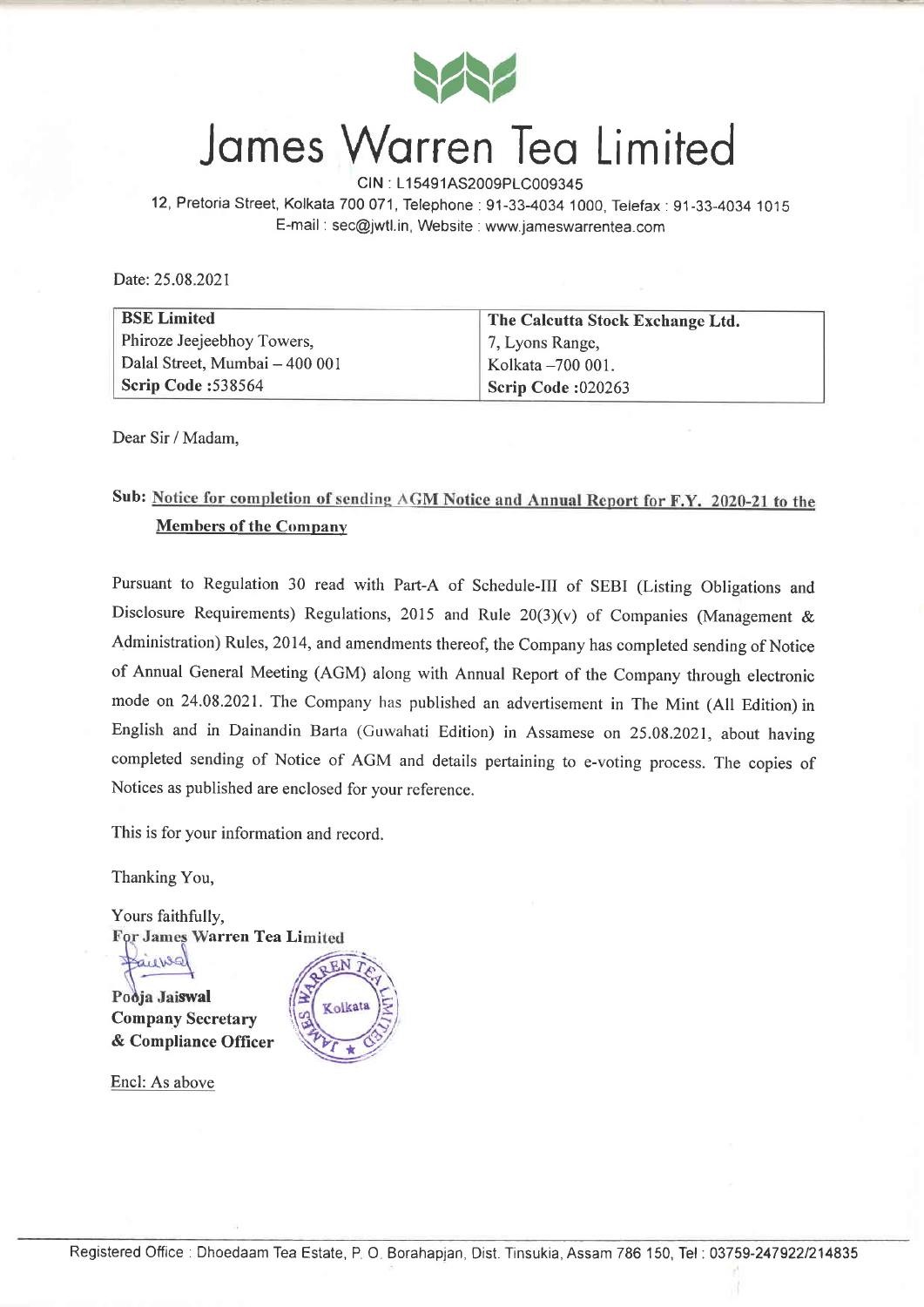# James Warren Tea Limited

CIN : L15491AS2009PLC009345

12, Pretoria Street, Kolkata 700 071, Telephone : 91-33-4034 1000, Telefax : 91-33-4034 1015

E-mail : sec@jwtl.in, Website : www.jameswarrentea.com

Date: 25.08.2021

| **BSE Limited**<br>Phiroze Jeejeebhoy Towers,<br>Dalal Street, Mumbai – 400 001<br>**Scrip Code :538564** | **The Calcutta Stock Exchange Ltd.**<br>7, Lyons Range,<br>Kolkata –700 001.<br>**Scrip Code :020263** |
|---|---|

Dear Sir / Madam,

**Sub: Notice for completion of sending AGM Notice and Annual Report for F.Y. 2020-21 to the Members of the Company**

Pursuant to Regulation 30 read with Part-A of Schedule-III of SEBI (Listing Obligations and Disclosure Requirements) Regulations, 2015 and Rule 20(3)(v) of Companies (Management & Administration) Rules, 2014, and amendments thereof, the Company has completed sending of Notice of Annual General Meeting (AGM) along with Annual Report of the Company through electronic mode on 24.08.2021. The Company has published an advertisement in The Mint (All Edition) in English and in Dainandin Barta (Guwahati Edition) in Assamese on 25.08.2021, about having completed sending of Notice of AGM and details pertaining to e-voting process. The copies of Notices as published are enclosed for your reference.

This is for your information and record.

Thanking You,

Yours faithfully,

**For James Warren Tea Limited**

**Pooja Jaiswal**
**Company Secretary**
**& Compliance Officer**

Encl: As above

Registered Office : Dhoedaam Tea Estate, P. O. Borahapjan, Dist. Tinsukia, Assam 786 150, Tel : 03759-247922/214835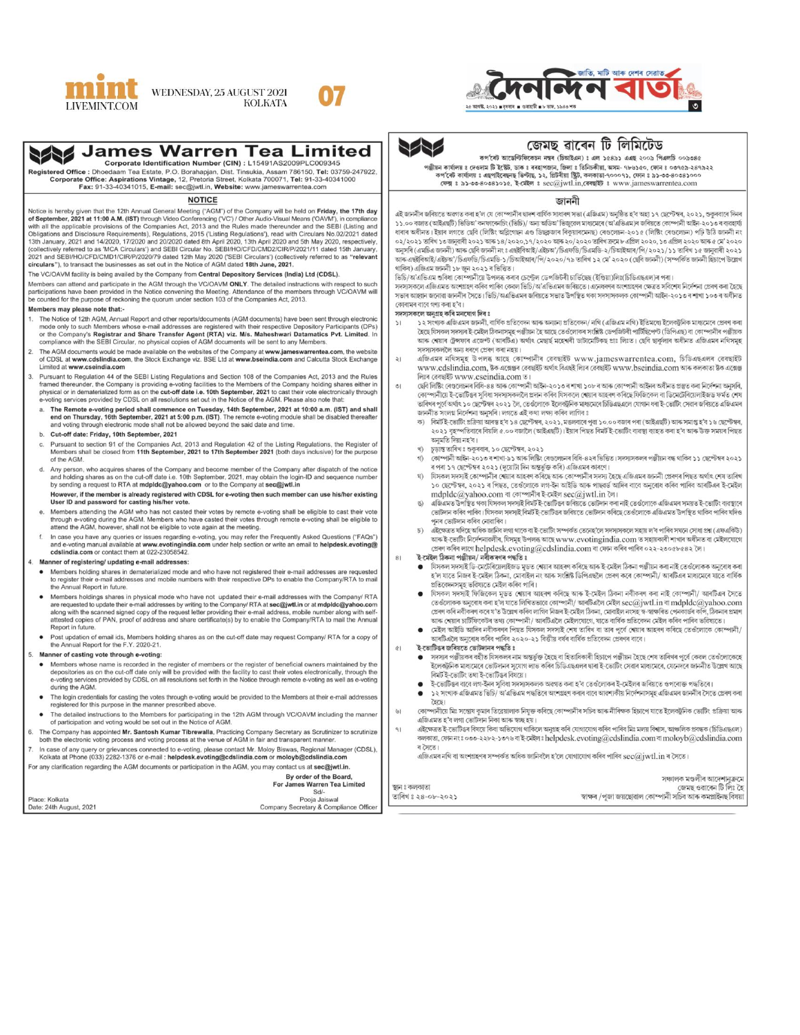# James Warren Tea Limited

**Corporate Identification Number (CIN) : L15491AS2009PLC009345**

**Registered Office :** Dhoedaam Tea Estate, P.O. Borahapjan, Dist. Tinsukia, Assam 786150, **Tel:** 03759-247922,
**Corporate Office:** Aspirations Vintage, 12, Pretoria Street, Kolkata 700071, **Tel:** 91-33-40341000
**Fax:** 91-33-40341015, **E-mail:** sec@jwtl.in, **Website:** www.jameswarrentea.com

## NOTICE

Notice is hereby given that the 12th Annual General Meeting ("AGM") of the Company will be held on **Friday, the 17th day of September, 2021 at 11:00 A.M. (IST)** through Video Conferencing ('VC') / Other Audio-Visual Means ('OAVM'), in compliance with all the applicable provisions of the Companies Act, 2013 and the Rules made thereunder and the SEBI (Listing and Obligations and Disclosure Requirements), Regulations, 2015 ('Listing Regulations'), read with Circulars No.02/2021 dated 13th January, 2021 and 14/2020, 17/2020 and 20/2020 dated 8th April 2020, 13th April 2020 and 5th May 2020, respectively, (collectively referred to as 'MCA Circulars') and SEBI Circular No. SEBI/HO/CFD/CMD2/CIR/P/2021/11 dated 15th January, 2021 and SEBI/HO/CFD/CMD1/CIR/P/2020/79 dated 12th May 2020 ('SEBI Circulars') (collectively referred to as **"relevant circulars"**), to transact the businesses as set out in the Notice of AGM dated **18th June, 2021.**

The VC/OAVM facility is being availed by the Company from **Central Depository Services (India) Ltd (CDSL).**

Members can attend and participate in the AGM through the VC/OAVM **ONLY**. The detailed instructions with respect to such participations have been provided in the Notice convening the Meeting. Attendance of the members through VC/OAVM will be counted for the purpose of reckoning the quorum under section 103 of the Companies Act, 2013.

**Members may please note that:-**

1. The Notice of 12th AGM, Annual Report and other reports/documents (AGM documents) have been sent through electronic mode only to such Members whose e-mail addresses are registered with their respective Depository Participants (DPs) or the Company's **Registrar and Share Transfer Agent (RTA) viz. M/s. Maheshwari Datamatics Pvt. Limited.** In compliance with the SEBI Circular, no physical copies of AGM documents will be sent to any Members.
2. The AGM documents would be made available on the websites of the Company at **www.jameswarrentea.com**, the website of CDSL at **www.cdslindia.com**, the Stock Exchange viz. BSE Ltd at **www.bseindia.com** and Calcutta Stock Exchange Limited at **www.cseindia.com**
3. Pursuant to Regulation 44 of the SEBI Listing Regulations and Section 108 of the Companies Act, 2013 and the Rules framed thereunder, the Company is providing e-voting facilities to the Members of the Company holding shares either in physical or in dematerialized form as on the **cut-off date i.e. 10th September, 2021** to cast their vote electronically through e-voting services provided by CDSL on all resolutions set out in the Notice of the AGM. Please also note that:
   a. **The Remote e-voting period shall commence on Tuesday, 14th September, 2021 at 10:00 a.m. (IST) and shall end on Thursday, 16th September, 2021 at 5:00 p.m. (IST).** The remote e-voting module shall be disabled thereafter and voting through electronic mode shall not be allowed beyond the said date and time.
   b. **Cut-off date: Friday, 10th September, 2021**
   c. Pursuant to section 91 of the Companies Act, 2013 and Regulation 42 of the Listing Regulations, the Register of Members shall be closed from **11th September, 2021 to 17th September 2021** (both days inclusive) for the purpose of the AGM.
   d. Any person, who acquires shares of the Company and become member of the Company after dispatch of the notice and holding shares as on the cut-off date i.e. 10th September, 2021, may obtain the login-ID and sequence number by sending a request to RTA at **mdpldc@yahoo.com** or to the Company at **sec@jwtl.in**

      **However, if the member is already registered with CDSL for e-voting then such member can use his/her existing User ID and password for casting his/her vote.**
   e. Members attending the AGM who has not casted their votes by remote e-voting shall be eligible to cast their vote through e-voting during the AGM. Members who have casted their votes through remote e-voting shall be eligible to attend the AGM, however, shall not be eligible to vote again at the meeting.
   f. In case you have any queries or issues regarding e-voting, you may refer the Frequently Asked Questions ("FAQs") and e-voting manual available at **www.evotingindia.com** under help section or write an email to **helpdesk.evoting@cdslindia.com** or contact them at 022-23058542.
4. **Manner of registering/ updating e-mail addresses:**
   - Members holding shares in dematerialized mode and who have not registered their e-mail addresses are requested to register their e-mail addresses and mobile numbers with their respective DPs to enable the Company/RTA to mail the Annual Report in future.
   - Members holdings shares in physical mode who have not updated their e-mail addresses with the Company/ RTA are requested to update their e-mail addresses by writing to the Company/ RTA at **sec@jwtl.in** or at **mdpldc@yahoo.com** along with the scanned signed copy of the request letter providing their e-mail address, mobile number along with self-attested copies of PAN, proof of address and share certificate(s) by to enable the Company/RTA to mail the Annual Report in future.
   - Post updation of email ids, Members holding shares as on the cut-off date may request Company/ RTA for a copy of the Annual Report for the F.Y. 2020-21.
5. **Manner of casting vote through e-voting:**
   - Members whose name is recorded in the register of members or the register of beneficial owners maintained by the depositories as on the cut-off date only will be provided with the facility to cast their votes electronically, through the e-voting services provided by CDSL on all resolutions set forth in the Notice through remote e-voting as well as e-voting during the AGM.
   - The login credentials for casting the votes through e-voting would be provided to the Members at their e-mail addresses registered for this purpose in the manner prescribed above.
   - The detailed instructions to the Members for participating in the 12th AGM through VC/OAVM including the manner of participation and voting would be set out in the Notice of AGM.
6. The Company has appointed **Mr. Santosh Kumar Tibrewalla**, Practicing Company Secretary as Scrutinizer to scrutinize both the electronic voting process and voting process at the venue of AGM in fair and transparent manner.
7. In case of any query or grievances connected to e-voting, please contact Mr. Moloy Biswas, Regional Manager (CDSL), Kolkata at Phone (033) 2282-1376 or e-mail : **helpdesk.evoting@cdslindia.com** or **moloyb@cdslindia.com**

For any clarification regarding the AGM documents or participation in the AGM, you may contact us at **sec@jwtl.in**.

Place: Kolkata
Date: 24th August, 2021

By order of the Board,
For James Warren Tea Limited
Sd/-
Pooja Jaiswal
Company Secretary & Compliance Officer

---

# জেমছ ৱাৰেন টি লিমিটেড

**কৰ্পৰেট আইডেণ্টিফিকেচন নম্বৰ (চিআইএন) : এল ১৫৪৯১ এএছ ২০০৯ পিএলচি ০০৯৩৪৫**

পঞ্জীয়ন কাৰ্যালয় : দেওদাম টি ইষ্টেট, ডাক : বৰহাপজান, জিলা : তিনিচুকীয়া, অসম- ৭৮৬১৫০, ফোন : ০৩৭৫৯-২৪৭৯২২
কৰ্পৰেট কাৰ্যালয় : এছপাইৰেশ্বনছ ভিণ্টেজ, ১২, প্ৰিটোৰীয়া ষ্ট্ৰীট, কলকাতা-৭০০০৭১, ফোন : ৯১-৩৩-৪০৩৪১০০০
ফেক্স : ৯১-৩৩-৪০৩৪১০১৫, ই-মেইল : sec@jwtl.in, ৱেবছাইট : www.jameswarrentea.com

## জাননী

এই জাননীৰ জৰিয়তে অৱগত কৰা হ'ল যে কোম্পানীৰ দ্বাদশ বাৰ্ষিক সাধাৰণ সভা (এজিএম) অনুষ্ঠিত হ'ব অহা ১৭ ছেপ্টেম্বৰ, ২০২১, শুক্ৰবাৰৰ দিনা ১১.০০ বজাত (আইএছটি) ভিডিঅ' কনফাৰেন্সিং (ভিচি)/ অন্য অডিঅ' ভিজুৱেল মাধ্যমেৰে (অ'এভিএম)ৰ জৰিয়তে কোম্পানী আইন-২০১৩ ৰ ব্যৱহাৰ্য্য ধাৰাৰ অধীনত। ইয়াৰ লগতে ছেবি (লিষ্টিং অব্লিগেচন এণ্ড ডিছক্লজাৰ ৰিকুৱাৰমেণ্টছ) ৰেগুলেচন-২০১৫ (লিষ্টিং ৰেগুলেচন) পঢ়ি উঠি জাননী নং ০২/২০২১ তাৰিখ ১৩ জানুৱাৰী ২০২১ আৰু ১৪/২০২০,১৭/২০২০ আৰু ২০/২০২০ তাৰিখ ক্ৰমে ৮ এপ্ৰিল ২০২০, ১৩ এপ্ৰিল ২০২০ আৰু ৫ মে' ২০২০ অনুসৰি (এমচিএ জাননী) আৰু ছেবি জাননী নং : এছইবিআই/এইচঅ'/চিএফডি/চিএমডি-২/চিআইআৰ/পি/২০২১/১১ তাৰিখ ১৫ জানুৱাৰী ২০২১ আৰু এছইবিআই/এইচঅ'/চিএফডি/চিএমডি-১/চিআইআৰ/পি/২০২০/৭৯ তাৰিখ ১২ মে' ২০২০ (ছেবি জাননী) (সম্পৰ্কিত জাননী হিচাপে উল্লেখ থাকিব) এজিএম জাননী ১৮ জুন ২০২১ ৰ ভিত্তিত।

ভিচি/অ'এভিএম সুবিধা কোম্পানীয়ে উপলব্ধ কৰাব চেণ্ট্ৰেল ডেপজিটৰী চাৰ্ভিছেছ (ইণ্ডিয়া) লিঃ (চিডিএছএল)ৰ পৰা।

সদস্যসকলে এজিএমত অংশগ্ৰহণ কৰিব পাৰিব কেৱল ভিচি/অ'এভিএমৰ জৰিয়তে। এনেধৰণৰ অংশগ্ৰহণৰ ক্ষেত্ৰত সবিশেষ নিৰ্দেশনা প্ৰদান কৰা হৈছে সভাৰ আহ্বান জনোৱা জাননীৰ সৈতে। ভিচি/অ'এভিএমৰ জৰিয়তে সভাত উপস্থিত থকা সদস্যসকলক কোম্পানী আইন-২০১৩ ৰ শাখা ১০৩ ৰ অধীনত কোৰামৰ বাবে গণ্য কৰা হ'ব।

**সদস্যসকলে অনুগ্ৰহ কৰি মনযোগ দিব :**

১। ১২ সংখ্যক এজিএমৰ জাননী, বাৰ্ষিক প্ৰতিবেদন আৰু অন্যান্য প্ৰতিবেদন/ নথি (এজিএম নথি) ইতিমধ্যে ইলেক্ট্ৰনিক মাধ্যমেৰে প্ৰেৰণ কৰা হৈছে যিসকল সদস্যৰ ই-মেইল ঠিকনাসমূহ পঞ্জীয়ন হৈ আছে তেওঁলোকৰ সংশ্লিষ্ট ডেপজিটৰী পাৰ্টিছিপেণ্ট (ডিপিএছ) বা কোম্পানীৰ পঞ্জীয়ক আৰু শ্বেয়াৰ ট্ৰেন্সফাৰ এজেণ্ট (আৰটিএ) অৰ্থাৎ মেছাৰ্ছ মহেশ্বৰী ডাটামেটিকছ প্ৰাঃ লিঃত। ছেবি ছাৰ্কুলাৰ অধীনত এজিএমৰ নথিসমূহ সদস্যসকললৈ অন্য ধৰণে প্ৰেৰণ কৰা নহয়।

২। এজিএমৰ নথিসমূহ উপলব্ধ আছে কোম্পানীৰ ৱেবছাইট www.jameswarrentea.com, চিডিএছএলৰ ৱেবছাইট www.cdslindia.com, ষ্টক এক্সচেঞ্জৰ ৱেবছাইট অৰ্থাৎ বিএছই লিঃৰ ৱেবছাইট www.bseindia.com আৰু কলকাতা ষ্টক এক্সচেঞ্জ লিঃৰ ৱেবছাইট www.cseindia.com ত।

৩। ছেবি লিষ্টিং ৰেগুলেচন বিধি-৪৪ আৰু কোম্পানী আইন-২০১৩ ৰ শাখা ১০৮ ৰ আৰু কোম্পানী আইনৰ অধীনত প্ৰস্তুত কৰা নিৰ্দেশনা অনুসৰি, কোম্পানীয়ে ই-ভোটিঙৰ সুবিধা সদস্যসকললৈ প্ৰদান কৰিব যিসকলে শ্বেয়াৰ আহৰণ কৰিছে ফিজিকেল বা ডিমেটেৰিয়েলাইজড ফৰ্মত শেষ তাৰিখৰ পূৰ্বে অৰ্থাৎ ১০ ছেপ্টেম্বৰ ২০২১ লৈ, তেওঁলোকে ইলেকট্ৰনিক মাধ্যমেৰে চিডিএছএলে যোগান ধৰা ই-ভোটিং সেৱাৰ জৰিয়তে এজিএমৰ জাননীৰ সংলগ্ন নিৰ্দেশনা অনুসৰি। লগতে এই তথ্য লক্ষ্য কৰিব লাগিব :

ক) ৰিমট ই-ভোটিং প্ৰক্ৰিয়া আৰম্ভ হ'ব ১৪ ছেপ্টেম্বৰ, ২০২১, মঙলবাৰে পুৱা ১০.০০ বজাৰ পৰা (আইএছটি) আৰু সমাপ্ত হ'ব ১৬ ছেপ্টেম্বৰ, ২০২১ বৃহস্পতিবাৰে বিয়লি ৫.০০ বজাৰে (আইএছটি)। ইয়াৰ পিছত ৰিমট ই-ভোটিং ব্যৱস্থা ব্যাহত কৰা হ'ব আৰু উক্ত সময়ৰ পিছত অনুমতি দিয়া নহ'ব।

খ) চূড়ান্ত তাৰিখ : শুক্ৰবাৰ, ১০ ছেপ্টেম্বৰ, ২০২১

গ) কোম্পানী আইন-২০১৩ ৰ শাখা-৯১ আৰু লিষ্টিং ৰেগুলেচনৰ বিধি-৪২ ৰ ভিত্তিত। সদস্যসকলৰ পঞ্জীয়ন বন্ধ থাকিব ১১ ছেপ্টেম্বৰ ২০২১ ৰ পৰা ১৭ ছেপ্টেম্বৰ ২০২১ (দুয়োটা দিন অন্তৰ্ভুক্ত কৰি) এজিএমৰ কাৰণে।

ঘ) যিসকল সদস্যই কোম্পানীৰ শ্বেয়াৰ আহৰণ কৰিছে আৰু কোম্পানীৰ সদস্য হৈছে এজিএমৰ জাননী প্ৰেৰণৰ পিছত অৰ্থাৎ শেষ তাৰিখ ১০ ছেপ্টেম্বৰ, ২০২১ ৰ পিছত, তেওঁলোকে লগ-ইন আইডি আৰু পাছৱৰ্ড আদিৰ বাবে অনুৰোধ কৰিব পাৰিব আৰটিএৰ ই-মেইল mdpldc@yahoo.com বা কোম্পানীৰ ই-মেইল sec@jwtl.in লৈ।

ঙ) এজিএমত উপস্থিত থকা সদস্যসকলে যিসকল সদস্যই ৰিমট ই-ভোটিঙৰ জৰিয়তে ভোটদান কৰা নাই তেওঁলোকে এজিএমৰ সময়ত ই-ভোটিং ব্যৱস্থাৰে ভোটদান কৰিব পাৰিব। যিসকল সদস্যই ৰিমট ই-ভোটিঙৰ জৰিয়তে ভোটদান কৰিছে তেওঁলোকে এজিএমত উপস্থিত থাকিব পাৰিব যদিও পুনৰ ভোটদান কৰিব নোৱাৰিব।

চ) এইক্ষেত্ৰত যদিহে অধিক জানিব লগা থাকে বা ই-ভোটিং সম্পৰ্কত তেনেহ'লে সদস্যসকলে সহায় ল'ব পাৰিব সময়ে সোধা প্ৰশ্ন (এফএকিউ) আৰু ই-ভোটিং নিৰ্দেশনাৱলীৰ, যিসমূহ উপলব্ধ আছে www.evotingindia.com ত সহায়কাৰী শাখাৰ অধীনত বা মেইলযোগে প্ৰেৰণ কৰিব লাগে helpdesk.evoting@cdslindia.com বা ফোন কৰিব পাৰিব ০২২-২৩০৫৮৫৪২ লৈ।

৪। **ই-মেইল ঠিকনা পঞ্জীয়ন/ নবীকৰণৰ পদ্ধতি :**

- যিসকল সদস্যই ডি-মেটেৰিয়েলাইজড মুডত শ্বেয়াৰ আহৰণ কৰিছে আৰু ই-মেইল ঠিকনা পঞ্জীয়ন কৰা নাই তেওঁলোকক অনুৰোধ কৰা হ'ল যাতে নিজৰ ই-মেইল ঠিকনা, মোবাইল নং আৰু সংশ্লিষ্ট ডিপিএছলৈ প্ৰেৰণ কৰে কোম্পানী/ আৰটিএৰ মাধ্যমেৰে যাতে বাৰ্ষিক প্ৰতিবেদনসমূহ ভৱিষ্যতে মেইল কৰিব পাৰি।
- যিসকল সদস্যই ফিজিকেল মুডত শ্বেয়াৰ আহৰণ কৰিছে আৰু ই-মেইল ঠিকনা নবীকৰণ কৰা নাই কোম্পানী/ আৰটিএৰ সৈতে তেওঁলোকক অনুৰোধ কৰা হ'ল যাতে লিখিতভাৱে কোম্পানী/ আৰটিএলৈ মেইল sec@jwtl.in বা mdpldc@yahoo.com প্ৰেৰণ কৰি নবীকৰণ কৰে য'ত উল্লেখ কৰিব লাগিব নিজৰ ই-মেইল ঠিকনা, মোবাইল নম্বৰ স্ব-স্বাক্ষৰিত পেনকাৰ্ডৰ কপি, ঠিকনাৰ প্ৰমাণ আৰু শ্বেয়াৰ চাৰ্টিফিকেট তথা কোম্পানী/ আৰটিএলৈ মেইলযোগে, যাতে বাৰ্ষিক প্ৰতিবেদন মেইল কৰিব পাৰিব ভৱিষ্যতে।
- মেইল আইডি আদিৰ নবীকৰণৰ পিছত যিসকল সদস্যই শেষ তাৰিখ বা তাৰ পূৰ্বে শ্বেয়াৰ আহৰণ কৰিছে তেওঁলোকে কোম্পানী/ আৰটিএলৈ অনুৰোধ কৰিব পাৰিব ২০২০-২১ বিত্তীয় বৰ্ষৰ বাৰ্ষিক প্ৰতিবেদন প্ৰেৰণৰ বাবে।

৫। **ই-ভোটিঙৰ জৰিয়তে ভোটদানৰ পদ্ধতি :**

- সদস্য পঞ্জীয়নৰ বহীত যিসকলৰ নাম অন্তৰ্ভুক্ত হৈছে বা হিতাধিকাৰী হিচাপে পঞ্জীয়ন হৈছে শেষ তাৰিখৰ পূৰ্বত কেৱল তেওঁলোকেহে ইলেকট্ৰনিক মাধ্যমেৰে ভোটদানৰ সুযোগ লাভ কৰিব চিডিএছএলৰ দ্বাৰা ই-ভোটিং সেৱাৰ মাধ্যমেৰে, যেনেদৰে জাননীত উল্লেখ আছে ৰিমট ই-ভোটিং তথা ই-ভোটিঙৰ বিষয়ে।
- ই-ভোটিঙৰ বাবে লগ-ইন সুবিধা সদস্যসকলক অৱগত কৰা হ'ব তেওঁলোকৰ ই-মেইলৰ জৰিয়তে ওপৰোক্ত পদ্ধতিৰে।
- ১২ সংখ্যক এজিএমত ভিচি/ অ'এভিএম পদ্ধতিৰে অংশগ্ৰহণ কৰাৰ বাবে আৰু ভোটদানৰ সবিশেষ নিৰ্দেশনাসমূহ এজিএমৰ জাননীৰ সৈতে প্ৰেৰণ কৰা হৈছে।

৬। কোম্পানীয়ে মিঃ সন্তোষ কুমাৰ তিব্ৰেৱালাক নিযুক্ত কৰিছে কোম্পানীৰ সচিব আৰু নিৰীক্ষক হিচাপে যাতে ইলেকট্ৰনিক ভোটিং প্ৰক্ৰিয়া আৰু এজিএমত হ'ব লগা ভোটদান নিকা আৰু স্বচ্ছ হয়।

৭। এইক্ষেত্ৰত ই-ভোটিঙৰ বিষয়ে কিবা অভিযোগ থাকিলে অনুগ্ৰহ কৰি যোগাযোগ কৰিব পাৰিব মিঃ মলয় বিশ্বাস, আঞ্চলিক প্ৰবন্ধক (চিডিএছএল) কলকাতা, ফোন নং ০৩৩-২২৮২-১৩৭৬ বা ই-মেইল : helpdesk.evoting@cdslindia.com বা moloyb@cdslindia.com ৰ সৈতে।

এজিএমৰ নথি বা অংশগ্ৰহণৰ সম্পৰ্কত অধিক জানিবলৈ হ'লে যোগাযোগ কৰিব পাৰিব sec@jwtl.in ৰ সৈতে।

স্থান : কলকাতা
তাৰিখ : ২৪-০৮-২০২১

সঞ্চালক মণ্ডলীৰ আদেশানুক্ৰমে
জেমছ ৱাৰেন টি লিঃ হৈ
স্বাক্ষৰ /পূজা জয়ছোৱাল কোম্পানী সচিব আৰু কমপ্লাইন্স বিষয়া